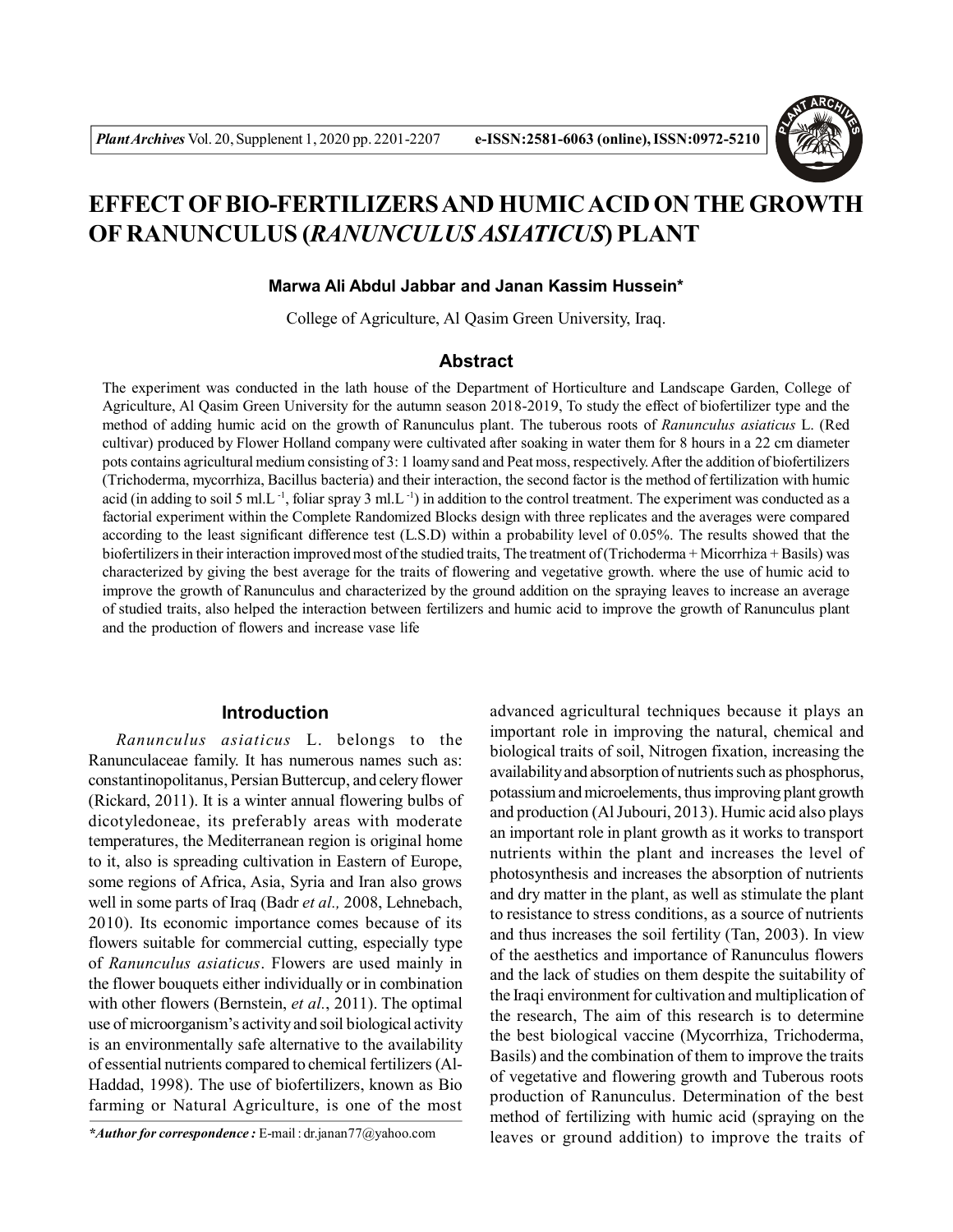# EFFECT OF BIO-FERTILIZERS AND HUMIC ACID ON THE GROWTH OF RANUNCULUS (*RANUNCULUS ASIATICUS*) PLANT

**Marwa Ali Abdul Jabbar and Janan Kassim Hussein***

College of Agriculture, Al Qasim Green University, Iraq.

## Abstract

The experiment was conducted in the lath house of the Department of Horticulture and Landscape Garden, College of Agriculture, Al Qasim Green University for the autumn season 2018-2019, To study the effect of biofertilizer type and the method of adding humic acid on the growth of Ranunculus plant. The tuberous roots of *Ranunculus asiaticus* L. (Red cultivar) produced by Flower Holland company were cultivated after soaking in water them for 8 hours in a 22 cm diameter pots contains agricultural medium consisting of 3: 1 loamy sand and Peat moss, respectively. After the addition of biofertilizers (Trichoderma, mycorrhiza, Bacillus bacteria) and their interaction, the second factor is the method of fertilization with humic acid (in adding to soil 5 ml.L$^{-1}$, foliar spray 3 ml.L$^{-1}$) in addition to the control treatment. The experiment was conducted as a factorial experiment within the Complete Randomized Blocks design with three replicates and the averages were compared according to the least significant difference test (L.S.D) within a probability level of 0.05%. The results showed that the biofertilizers in their interaction improved most of the studied traits, The treatment of (Trichoderma + Micorrhiza + Basils) was characterized by giving the best average for the traits of flowering and vegetative growth. where the use of humic acid to improve the growth of Ranunculus and characterized by the ground addition on the spraying leaves to increase an average of studied traits, also helped the interaction between fertilizers and humic acid to improve the growth of Ranunculus plant and the production of flowers and increase vase life

## Introduction

*Ranunculus asiaticus* L. belongs to the Ranunculaceae family. It has numerous names such as: constantinopolitanus, Persian Buttercup, and celery flower (Rickard, 2011). It is a winter annual flowering bulbs of dicotyledoneae, its preferably areas with moderate temperatures, the Mediterranean region is original home to it, also is spreading cultivation in Eastern of Europe, some regions of Africa, Asia, Syria and Iran also grows well in some parts of Iraq (Badr *et al.,* 2008, Lehnebach, 2010). Its economic importance comes because of its flowers suitable for commercial cutting, especially type of *Ranunculus asiaticus*. Flowers are used mainly in the flower bouquets either individually or in combination with other flowers (Bernstein, *et al.*, 2011). The optimal use of microorganism's activity and soil biological activity is an environmentally safe alternative to the availability of essential nutrients compared to chemical fertilizers (Al-Haddad, 1998). The use of biofertilizers, known as Bio farming or Natural Agriculture, is one of the most advanced agricultural techniques because it plays an important role in improving the natural, chemical and biological traits of soil, Nitrogen fixation, increasing the availability and absorption of nutrients such as phosphorus, potassium and microelements, thus improving plant growth and production (Al Jubouri, 2013). Humic acid also plays an important role in plant growth as it works to transport nutrients within the plant and increases the level of photosynthesis and increases the absorption of nutrients and dry matter in the plant, as well as stimulate the plant to resistance to stress conditions, as a source of nutrients and thus increases the soil fertility (Tan, 2003). In view of the aesthetics and importance of Ranunculus flowers and the lack of studies on them despite the suitability of the Iraqi environment for cultivation and multiplication of the research, The aim of this research is to determine the best biological vaccine (Mycorrhiza, Trichoderma, Basils) and the combination of them to improve the traits of vegetative and flowering growth and Tuberous roots production of Ranunculus. Determination of the best method of fertilizing with humic acid (spraying on the leaves or ground addition) to improve the traits of

**\*Author for correspondence :** E-mail : dr.janan77@yahoo.com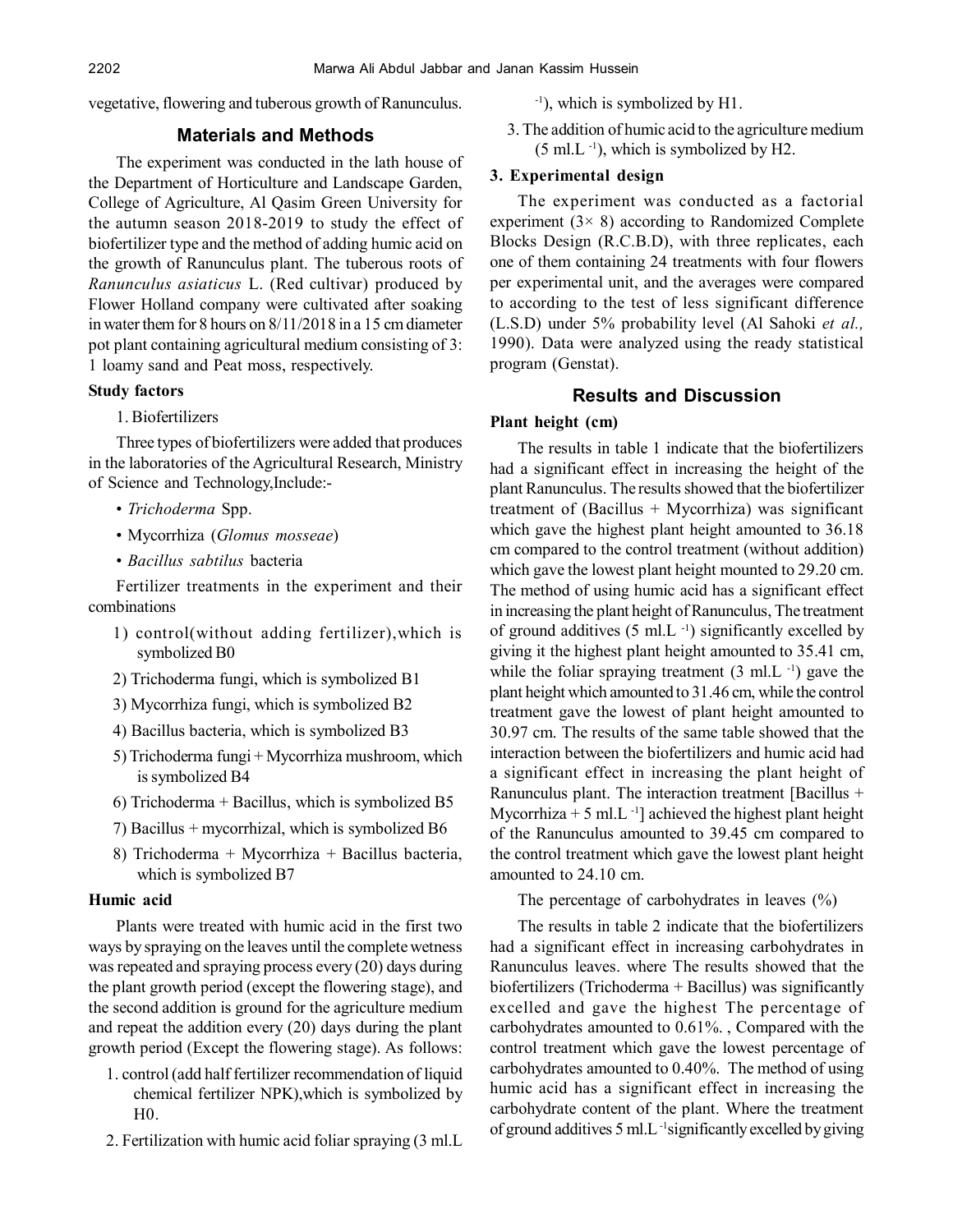vegetative, flowering and tuberous growth of Ranunculus.

## Materials and Methods

The experiment was conducted in the lath house of the Department of Horticulture and Landscape Garden, College of Agriculture, Al Qasim Green University for the autumn season 2018-2019 to study the effect of biofertilizer type and the method of adding humic acid on the growth of Ranunculus plant. The tuberous roots of *Ranunculus asiaticus* L. (Red cultivar) produced by Flower Holland company were cultivated after soaking in water them for 8 hours on 8/11/2018 in a 15 cm diameter pot plant containing agricultural medium consisting of 3: 1 loamy sand and Peat moss, respectively.

### Study factors

1. Biofertilizers

Three types of biofertilizers were added that produces in the laboratories of the Agricultural Research, Ministry of Science and Technology,Include:-

- *Trichoderma* Spp.
- Mycorrhiza (*Glomus mosseae*)
- *Bacillus sabtilus* bacteria

Fertilizer treatments in the experiment and their combinations

1) control(without adding fertilizer),which is symbolized B0
2) Trichoderma fungi, which is symbolized B1
3) Mycorrhiza fungi, which is symbolized B2
4) Bacillus bacteria, which is symbolized B3
5) Trichoderma fungi + Mycorrhiza mushroom, which is symbolized B4
6) Trichoderma + Bacillus, which is symbolized B5
7) Bacillus + mycorrhizal, which is symbolized B6
8) Trichoderma + Mycorrhiza + Bacillus bacteria, which is symbolized B7

### Humic acid

Plants were treated with humic acid in the first two ways by spraying on the leaves until the complete wetness was repeated and spraying process every (20) days during the plant growth period (except the flowering stage), and the second addition is ground for the agriculture medium and repeat the addition every (20) days during the plant growth period (Except the flowering stage). As follows:

1. control (add half fertilizer recommendation of liquid chemical fertilizer NPK),which is symbolized by H0.
2. Fertilization with humic acid foliar spraying (3 ml.L $^{-1}$), which is symbolized by H1.
3. The addition of humic acid to the agriculture medium (5 ml.L $^{-1}$), which is symbolized by H2.

### 3. Experimental design

The experiment was conducted as a factorial experiment (3× 8) according to Randomized Complete Blocks Design (R.C.B.D), with three replicates, each one of them containing 24 treatments with four flowers per experimental unit, and the averages were compared to according to the test of less significant difference (L.S.D) under 5% probability level (Al Sahoki *et al.,* 1990). Data were analyzed using the ready statistical program (Genstat).

## Results and Discussion

### Plant height (cm)

The results in table 1 indicate that the biofertilizers had a significant effect in increasing the height of the plant Ranunculus. The results showed that the biofertilizer treatment of (Bacillus + Mycorrhiza) was significant which gave the highest plant height amounted to 36.18 cm compared to the control treatment (without addition) which gave the lowest plant height mounted to 29.20 cm. The method of using humic acid has a significant effect in increasing the plant height of Ranunculus, The treatment of ground additives (5 ml.L $^{-1}$) significantly excelled by giving it the highest plant height amounted to 35.41 cm, while the foliar spraying treatment (3 ml.L $^{-1}$) gave the plant height which amounted to 31.46 cm, while the control treatment gave the lowest of plant height amounted to 30.97 cm. The results of the same table showed that the interaction between the biofertilizers and humic acid had a significant effect in increasing the plant height of Ranunculus plant. The interaction treatment [Bacillus + Mycorrhiza + 5 ml.L $^{-1}$] achieved the highest plant height of the Ranunculus amounted to 39.45 cm compared to the control treatment which gave the lowest plant height amounted to 24.10 cm.

The percentage of carbohydrates in leaves (%)

The results in table 2 indicate that the biofertilizers had a significant effect in increasing carbohydrates in Ranunculus leaves. where The results showed that the biofertilizers (Trichoderma + Bacillus) was significantly excelled and gave the highest The percentage of carbohydrates amounted to 0.61%. , Compared with the control treatment which gave the lowest percentage of carbohydrates amounted to 0.40%. The method of using humic acid has a significant effect in increasing the carbohydrate content of the plant. Where the treatment of ground additives 5 ml.L $^{-1}$significantly excelled by giving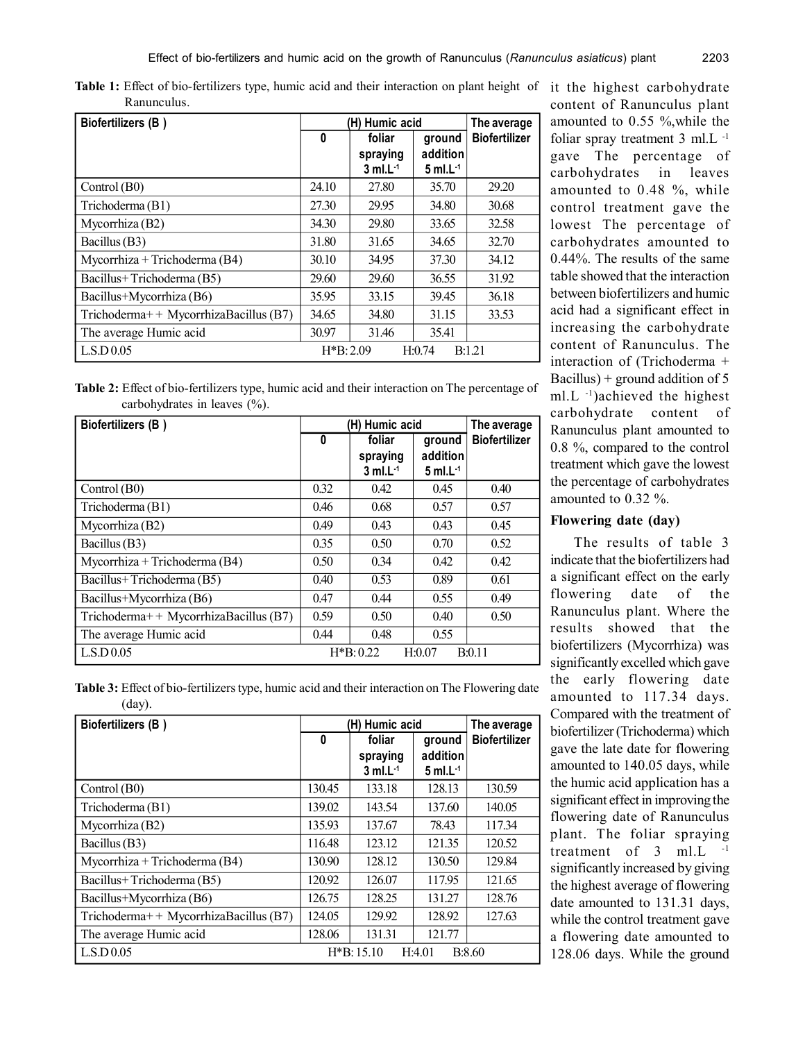**Table 1:** Effect of bio-fertilizers type, humic acid and their interaction on plant height of Ranunculus.

| Biofertilizers (B ) | (H) Humic acid | | | The average Biofertilizer |
|---|---|---|---|---|
| | 0 | foliar spraying 3 ml.L$^{-1}$ | ground addition 5 ml.L$^{-1}$ | |
| Control (B0) | 24.10 | 27.80 | 35.70 | 29.20 |
| Trichoderma (B1) | 27.30 | 29.95 | 34.80 | 30.68 |
| Mycorrhiza (B2) | 34.30 | 29.80 | 33.65 | 32.58 |
| Bacillus (B3) | 31.80 | 31.65 | 34.65 | 32.70 |
| Mycorrhiza + Trichoderma (B4) | 30.10 | 34.95 | 37.30 | 34.12 |
| Bacillus+ Trichoderma (B5) | 29.60 | 29.60 | 36.55 | 31.92 |
| Bacillus+Mycorrhiza (B6) | 35.95 | 33.15 | 39.45 | 36.18 |
| Trichoderma+ + MycorrhizaBacillus (B7) | 34.65 | 34.80 | 31.15 | 33.53 |
| The average Humic acid | 30.97 | 31.46 | 35.41 | |
| L.S.D 0.05 | H*B: 2.09 | H:0.74 | B:1.21 | |

**Table 2:** Effect of bio-fertilizers type, humic acid and their interaction on The percentage of carbohydrates in leaves (%).

| Biofertilizers (B ) | (H) Humic acid | | | The average Biofertilizer |
|---|---|---|---|---|
| | 0 | foliar spraying 3 ml.L$^{-1}$ | ground addition 5 ml.L$^{-1}$ | |
| Control (B0) | 0.32 | 0.42 | 0.45 | 0.40 |
| Trichoderma (B1) | 0.46 | 0.68 | 0.57 | 0.57 |
| Mycorrhiza (B2) | 0.49 | 0.43 | 0.43 | 0.45 |
| Bacillus (B3) | 0.35 | 0.50 | 0.70 | 0.52 |
| Mycorrhiza + Trichoderma (B4) | 0.50 | 0.34 | 0.42 | 0.42 |
| Bacillus+ Trichoderma (B5) | 0.40 | 0.53 | 0.89 | 0.61 |
| Bacillus+Mycorrhiza (B6) | 0.47 | 0.44 | 0.55 | 0.49 |
| Trichoderma+ + MycorrhizaBacillus (B7) | 0.59 | 0.50 | 0.40 | 0.50 |
| The average Humic acid | 0.44 | 0.48 | 0.55 | |
| L.S.D 0.05 | H*B: 0.22 | H:0.07 | B:0.11 | |

**Table 3:** Effect of bio-fertilizers type, humic acid and their interaction on The Flowering date (day).

| Biofertilizers (B ) | (H) Humic acid | | | The average Biofertilizer |
|---|---|---|---|---|
| | 0 | foliar spraying 3 ml.L$^{-1}$ | ground addition 5 ml.L$^{-1}$ | |
| Control (B0) | 130.45 | 133.18 | 128.13 | 130.59 |
| Trichoderma (B1) | 139.02 | 143.54 | 137.60 | 140.05 |
| Mycorrhiza (B2) | 135.93 | 137.67 | 78.43 | 117.34 |
| Bacillus (B3) | 116.48 | 123.12 | 121.35 | 120.52 |
| Mycorrhiza + Trichoderma (B4) | 130.90 | 128.12 | 130.50 | 129.84 |
| Bacillus+ Trichoderma (B5) | 120.92 | 126.07 | 117.95 | 121.65 |
| Bacillus+Mycorrhiza (B6) | 126.75 | 128.25 | 131.27 | 128.76 |
| Trichoderma+ + MycorrhizaBacillus (B7) | 124.05 | 129.92 | 128.92 | 127.63 |
| The average Humic acid | 128.06 | 131.31 | 121.77 | |
| L.S.D 0.05 | H*B: 15.10 | H:4.01 | B:8.60 | |

it the highest carbohydrate content of Ranunculus plant amounted to 0.55 %,while the foliar spray treatment 3 ml.L$^{-1}$ gave The percentage of carbohydrates in leaves amounted to 0.48 %, while control treatment gave the lowest The percentage of carbohydrates amounted to 0.44%. The results of the same table showed that the interaction between biofertilizers and humic acid had a significant effect in increasing the carbohydrate content of Ranunculus. The interaction of (Trichoderma + Bacillus) + ground addition of 5 ml.L$^{-1}$)achieved the highest carbohydrate content of Ranunculus plant amounted to 0.8 %, compared to the control treatment which gave the lowest the percentage of carbohydrates amounted to 0.32 %.

### Flowering date (day)

The results of table 3 indicate that the biofertilizers had a significant effect on the early flowering date of the Ranunculus plant. Where the results showed that the biofertilizers (Mycorrhiza) was significantly excelled which gave the early flowering date amounted to 117.34 days. Compared with the treatment of biofertilizer (Trichoderma) which gave the late date for flowering amounted to 140.05 days, while the humic acid application has a significant effect in improving the flowering date of Ranunculus plant. The foliar spraying treatment of 3 ml.L$^{-1}$ significantly increased by giving the highest average of flowering date amounted to 131.31 days, while the control treatment gave a flowering date amounted to 128.06 days. While the ground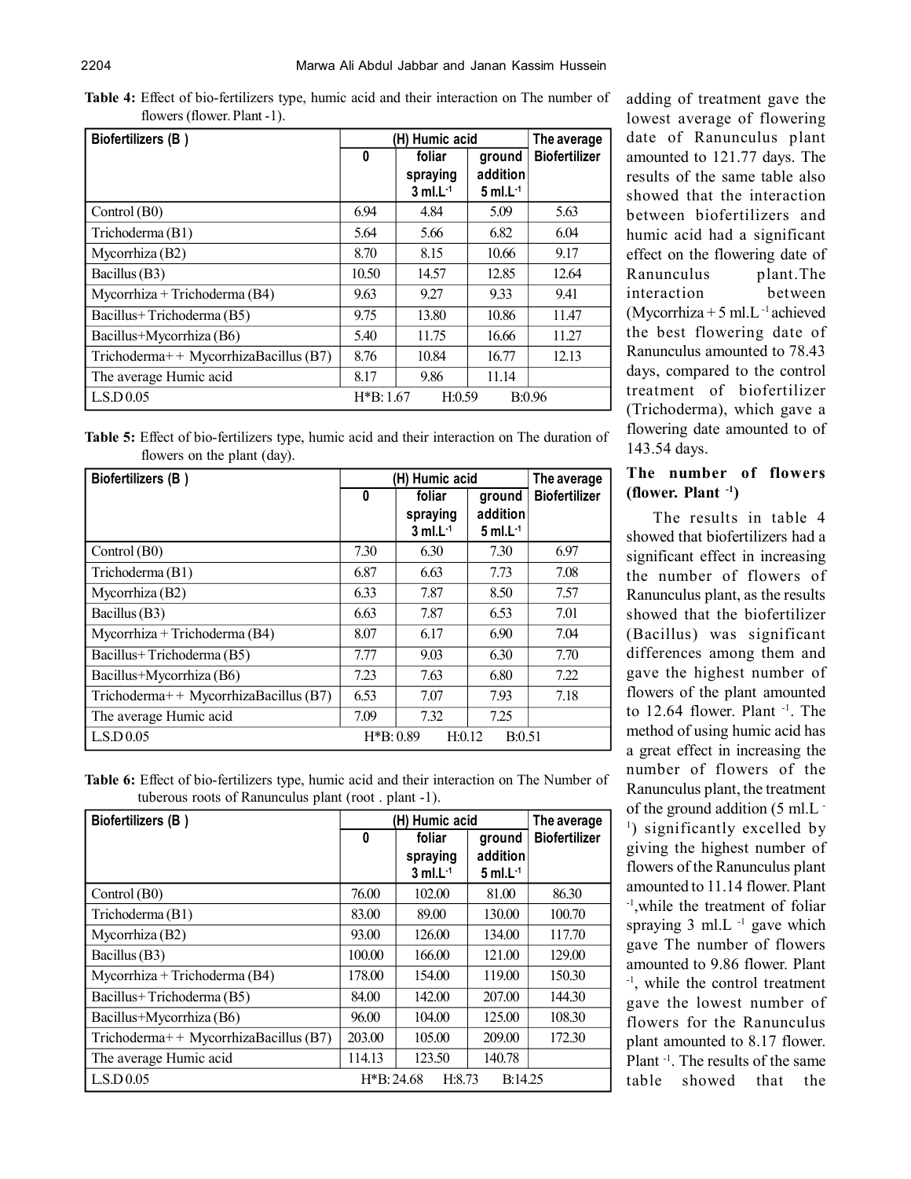**Table 4:** Effect of bio-fertilizers type, humic acid and their interaction on The number of flowers (flower. Plant -1).

| Biofertilizers (B ) | (H) Humic acid | | | The average Biofertilizer |
|---|---|---|---|---|
| | 0 | foliar spraying 3 ml.L$^{-1}$ | ground addition 5 ml.L$^{-1}$ | |
| Control (B0) | 6.94 | 4.84 | 5.09 | 5.63 |
| Trichoderma (B1) | 5.64 | 5.66 | 6.82 | 6.04 |
| Mycorrhiza (B2) | 8.70 | 8.15 | 10.66 | 9.17 |
| Bacillus (B3) | 10.50 | 14.57 | 12.85 | 12.64 |
| Mycorrhiza + Trichoderma (B4) | 9.63 | 9.27 | 9.33 | 9.41 |
| Bacillus+ Trichoderma (B5) | 9.75 | 13.80 | 10.86 | 11.47 |
| Bacillus+Mycorrhiza (B6) | 5.40 | 11.75 | 16.66 | 11.27 |
| Trichoderma+ + MycorrhizaBacillus (B7) | 8.76 | 10.84 | 16.77 | 12.13 |
| The average Humic acid | 8.17 | 9.86 | 11.14 | |
| L.S.D 0.05 | H*B: 1.67 | H:0.59 | B:0.96 | |

**Table 5:** Effect of bio-fertilizers type, humic acid and their interaction on The duration of flowers on the plant (day).

| Biofertilizers (B ) | (H) Humic acid | | | The average Biofertilizer |
|---|---|---|---|---|
| | 0 | foliar spraying 3 ml.L$^{-1}$ | ground addition 5 ml.L$^{-1}$ | |
| Control (B0) | 7.30 | 6.30 | 7.30 | 6.97 |
| Trichoderma (B1) | 6.87 | 6.63 | 7.73 | 7.08 |
| Mycorrhiza (B2) | 6.33 | 7.87 | 8.50 | 7.57 |
| Bacillus (B3) | 6.63 | 7.87 | 6.53 | 7.01 |
| Mycorrhiza + Trichoderma (B4) | 8.07 | 6.17 | 6.90 | 7.04 |
| Bacillus+ Trichoderma (B5) | 7.77 | 9.03 | 6.30 | 7.70 |
| Bacillus+Mycorrhiza (B6) | 7.23 | 7.63 | 6.80 | 7.22 |
| Trichoderma+ + MycorrhizaBacillus (B7) | 6.53 | 7.07 | 7.93 | 7.18 |
| The average Humic acid | 7.09 | 7.32 | 7.25 | |
| L.S.D 0.05 | H*B: 0.89 | H:0.12 | B:0.51 | |

**Table 6:** Effect of bio-fertilizers type, humic acid and their interaction on The Number of tuberous roots of Ranunculus plant (root . plant -1).

| Biofertilizers (B ) | (H) Humic acid | | | The average Biofertilizer |
|---|---|---|---|---|
| | 0 | foliar spraying 3 ml.L$^{-1}$ | ground addition 5 ml.L$^{-1}$ | |
| Control (B0) | 76.00 | 102.00 | 81.00 | 86.30 |
| Trichoderma (B1) | 83.00 | 89.00 | 130.00 | 100.70 |
| Mycorrhiza (B2) | 93.00 | 126.00 | 134.00 | 117.70 |
| Bacillus (B3) | 100.00 | 166.00 | 121.00 | 129.00 |
| Mycorrhiza + Trichoderma (B4) | 178.00 | 154.00 | 119.00 | 150.30 |
| Bacillus+ Trichoderma (B5) | 84.00 | 142.00 | 207.00 | 144.30 |
| Bacillus+Mycorrhiza (B6) | 96.00 | 104.00 | 125.00 | 108.30 |
| Trichoderma+ + MycorrhizaBacillus (B7) | 203.00 | 105.00 | 209.00 | 172.30 |
| The average Humic acid | 114.13 | 123.50 | 140.78 | |
| L.S.D 0.05 | H*B: 24.68 | H:8.73 | B:14.25 | |

adding of treatment gave the lowest average of flowering date of Ranunculus plant amounted to 121.77 days. The results of the same table also showed that the interaction between biofertilizers and humic acid had a significant effect on the flowering date of Ranunculus plant.The interaction between (Mycorrhiza + 5 ml.L$^{-1}$ achieved the best flowering date of Ranunculus amounted to 78.43 days, compared to the control treatment of biofertilizer (Trichoderma), which gave a flowering date amounted to of 143.54 days.

### The number of flowers (flower. Plant $^{-1}$)

The results in table 4 showed that biofertilizers had a significant effect in increasing the number of flowers of Ranunculus plant, as the results showed that the biofertilizer (Bacillus) was significant differences among them and gave the highest number of flowers of the plant amounted to 12.64 flower. Plant $^{-1}$. The method of using humic acid has a great effect in increasing the number of flowers of the Ranunculus plant, the treatment of the ground addition (5 ml.L$^{-1}$) significantly excelled by giving the highest number of flowers of the Ranunculus plant amounted to 11.14 flower. Plant $^{-1}$,while the treatment of foliar spraying 3 ml.L $^{-1}$ gave which gave The number of flowers amounted to 9.86 flower. Plant $^{-1}$, while the control treatment gave the lowest number of flowers for the Ranunculus plant amounted to 8.17 flower. Plant $^{-1}$. The results of the same table showed that the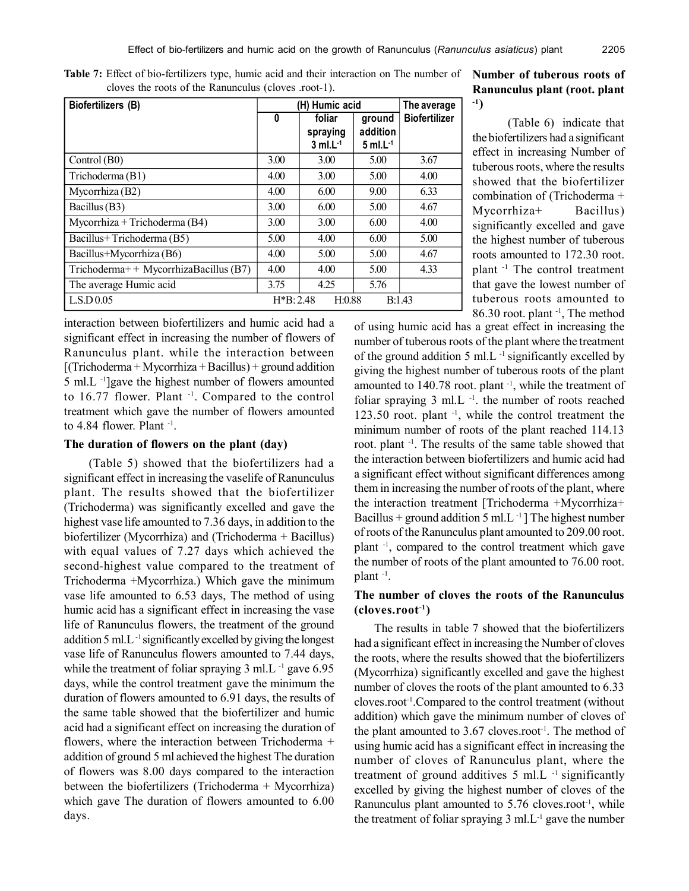**Table 7:** Effect of bio-fertilizers type, humic acid and their interaction on The number of cloves the roots of the Ranunculus (cloves .root-1).

| Biofertilizers (B) | (H) Humic acid | | | The average Biofertilizer |
|---|---|---|---|---|
| | 0 | foliar spraying 3 ml.L$^{-1}$ | ground addition 5 ml.L$^{-1}$ | |
| Control (B0) | 3.00 | 3.00 | 5.00 | 3.67 |
| Trichoderma (B1) | 4.00 | 3.00 | 5.00 | 4.00 |
| Mycorrhiza (B2) | 4.00 | 6.00 | 9.00 | 6.33 |
| Bacillus (B3) | 3.00 | 6.00 | 5.00 | 4.67 |
| Mycorrhiza + Trichoderma (B4) | 3.00 | 3.00 | 6.00 | 4.00 |
| Bacillus+ Trichoderma (B5) | 5.00 | 4.00 | 6.00 | 5.00 |
| Bacillus+Mycorrhiza (B6) | 4.00 | 5.00 | 5.00 | 4.67 |
| Trichoderma+ + MycorrhizaBacillus (B7) | 4.00 | 4.00 | 5.00 | 4.33 |
| The average Humic acid | 3.75 | 4.25 | 5.76 | |
| L.S.D 0.05 | H*B: 2.48 | H:0.88 | B:1.43 | |

interaction between biofertilizers and humic acid had a significant effect in increasing the number of flowers of Ranunculus plant. while the interaction between [(Trichoderma + Mycorrhiza + Bacillus) + ground addition 5 ml.L$^{-1}$]gave the highest number of flowers amounted to 16.77 flower. Plant$^{-1}$. Compared to the control treatment which gave the number of flowers amounted to 4.84 flower. Plant$^{-1}$.

### The duration of flowers on the plant (day)

(Table 5) showed that the biofertilizers had a significant effect in increasing the vaselife of Ranunculus plant. The results showed that the biofertilizer (Trichoderma) was significantly excelled and gave the highest vase life amounted to 7.36 days, in addition to the biofertilizer (Mycorrhiza) and (Trichoderma + Bacillus) with equal values of 7.27 days which achieved the second-highest value compared to the treatment of Trichoderma +Mycorrhiza.) Which gave the minimum vase life amounted to 6.53 days, The method of using humic acid has a significant effect in increasing the vase life of Ranunculus flowers, the treatment of the ground addition 5 ml.L$^{-1}$ significantly excelled by giving the longest vase life of Ranunculus flowers amounted to 7.44 days, while the treatment of foliar spraying 3 ml.L$^{-1}$ gave 6.95 days, while the control treatment gave the minimum the duration of flowers amounted to 6.91 days, the results of the same table showed that the biofertilizer and humic acid had a significant effect on increasing the duration of flowers, where the interaction between Trichoderma + addition of ground 5 ml achieved the highest The duration of flowers was 8.00 days compared to the interaction between the biofertilizers (Trichoderma + Mycorrhiza) which gave The duration of flowers amounted to 6.00 days.

### Number of tuberous roots of Ranunculus plant (root. plant$^{-1}$)

(Table 6) indicate that the biofertilizers had a significant effect in increasing Number of tuberous roots, where the results showed that the biofertilizer combination of (Trichoderma + Mycorrhiza+ Bacillus) significantly excelled and gave the highest number of tuberous roots amounted to 172.30 root. plant$^{-1}$ The control treatment that gave the lowest number of tuberous roots amounted to 86.30 root. plant$^{-1}$, The method of using humic acid has a great effect in increasing the number of tuberous roots of the plant where the treatment of the ground addition 5 ml.L$^{-1}$ significantly excelled by giving the highest number of tuberous roots of the plant amounted to 140.78 root. plant$^{-1}$, while the treatment of foliar spraying 3 ml.L$^{-1}$. the number of roots reached 123.50 root. plant$^{-1}$, while the control treatment the minimum number of roots of the plant reached 114.13 root. plant$^{-1}$. The results of the same table showed that the interaction between biofertilizers and humic acid had a significant effect without significant differences among them in increasing the number of roots of the plant, where the interaction treatment [Trichoderma +Mycorrhiza+ Bacillus + ground addition 5 ml.L$^{-1}$] The highest number of roots of the Ranunculus plant amounted to 209.00 root. plant$^{-1}$, compared to the control treatment which gave the number of roots of the plant amounted to 76.00 root. plant$^{-1}$.

### The number of cloves the roots of the Ranunculus (cloves.root$^{-1}$)

The results in table 7 showed that the biofertilizers had a significant effect in increasing the Number of cloves the roots, where the results showed that the biofertilizers (Mycorrhiza) significantly excelled and gave the highest number of cloves the roots of the plant amounted to 6.33 cloves.root$^{-1}$.Compared to the control treatment (without addition) which gave the minimum number of cloves of the plant amounted to 3.67 cloves.root$^{-1}$. The method of using humic acid has a significant effect in increasing the number of cloves of Ranunculus plant, where the treatment of ground additives 5 ml.L$^{-1}$ significantly excelled by giving the highest number of cloves of the Ranunculus plant amounted to 5.76 cloves.root$^{-1}$, while the treatment of foliar spraying 3 ml.L$^{-1}$ gave the number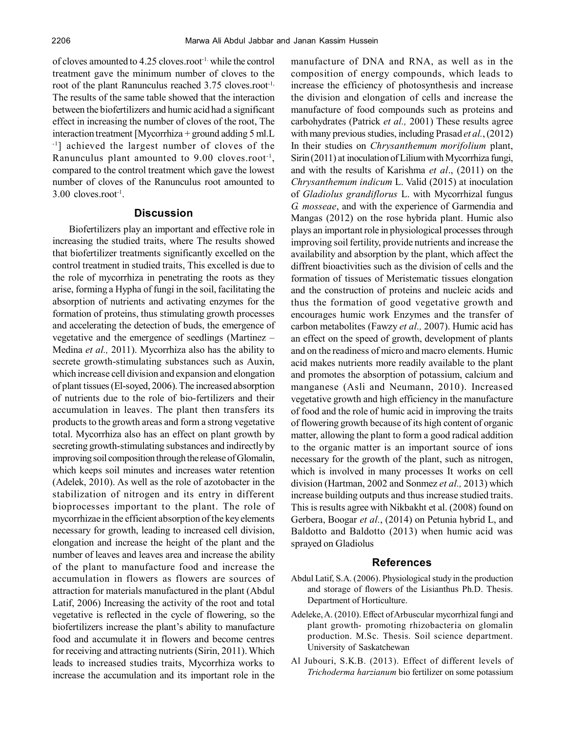of cloves amounted to 4.25 cloves.root$^{-1.}$ while the control treatment gave the minimum number of cloves to the root of the plant Ranunculus reached 3.75 cloves.root$^{-1.}$ The results of the same table showed that the interaction between the biofertilizers and humic acid had a significant effect in increasing the number of cloves of the root, The interaction treatment [Mycorrhiza + ground adding 5 ml.L$^{-1}$] achieved the largest number of cloves of the Ranunculus plant amounted to 9.00 cloves.root$^{-1}$, compared to the control treatment which gave the lowest number of cloves of the Ranunculus root amounted to 3.00 cloves.root$^{-1}$.

## Discussion

Biofertilizers play an important and effective role in increasing the studied traits, where The results showed that biofertilizer treatments significantly excelled on the control treatment in studied traits, This excelled is due to the role of mycorrhiza in penetrating the roots as they arise, forming a Hypha of fungi in the soil, facilitating the absorption of nutrients and activating enzymes for the formation of proteins, thus stimulating growth processes and accelerating the detection of buds, the emergence of vegetative and the emergence of seedlings (Martinez – Medina *et al.,* 2011). Mycorrhiza also has the ability to secrete growth-stimulating substances such as Auxin, which increase cell division and expansion and elongation of plant tissues (El-soyed, 2006). The increased absorption of nutrients due to the role of bio-fertilizers and their accumulation in leaves. The plant then transfers its products to the growth areas and form a strong vegetative total. Mycorrhiza also has an effect on plant growth by secreting growth-stimulating substances and indirectly by improving soil composition through the release of Glomalin, which keeps soil minutes and increases water retention (Adelek, 2010). As well as the role of azotobacter in the stabilization of nitrogen and its entry in different bioprocesses important to the plant. The role of mycorrhizae in the efficient absorption of the key elements necessary for growth, leading to increased cell division, elongation and increase the height of the plant and the number of leaves and leaves area and increase the ability of the plant to manufacture food and increase the accumulation in flowers as flowers are sources of attraction for materials manufactured in the plant (Abdul Latif, 2006) Increasing the activity of the root and total vegetative is reflected in the cycle of flowering, so the biofertilizers increase the plant's ability to manufacture food and accumulate it in flowers and become centres for receiving and attracting nutrients (Sirin, 2011). Which leads to increased studies traits, Mycorrhiza works to increase the accumulation and its important role in the manufacture of DNA and RNA, as well as in the composition of energy compounds, which leads to increase the efficiency of photosynthesis and increase the division and elongation of cells and increase the manufacture of food compounds such as proteins and carbohydrates (Patrick *et al.,* 2001) These results agree with many previous studies, including Prasad *et al.*, (2012) In their studies on *Chrysanthemum morifolium* plant, Sirin (2011) at inoculation of Lilium with Mycorrhiza fungi, and with the results of Karishma *et al*., (2011) on the *Chrysanthemum indicum* L. Valid (2015) at inoculation of *Gladiolus grandiflorus* L. with Mycorrhizal fungus *G. mosseae*, and with the experience of Garmendia and Mangas (2012) on the rose hybrida plant. Humic also plays an important role in physiological processes through improving soil fertility, provide nutrients and increase the availability and absorption by the plant, which affect the diffrent bioactivities such as the division of cells and the formation of tissues of Meristematic tissues elongation and the construction of proteins and nucleic acids and thus the formation of good vegetative growth and encourages humic work Enzymes and the transfer of carbon metabolites (Fawzy *et al.,* 2007). Humic acid has an effect on the speed of growth, development of plants and on the readiness of micro and macro elements. Humic acid makes nutrients more readily available to the plant and promotes the absorption of potassium, calcium and manganese (Asli and Neumann, 2010). Increased vegetative growth and high efficiency in the manufacture of food and the role of humic acid in improving the traits of flowering growth because of its high content of organic matter, allowing the plant to form a good radical addition to the organic matter is an important source of ions necessary for the growth of the plant, such as nitrogen, which is involved in many processes It works on cell division (Hartman, 2002 and Sonmez *et al.,* 2013) which increase building outputs and thus increase studied traits. This is results agree with Nikbakht et al. (2008) found on Gerbera, Boogar *et al.*, (2014) on Petunia hybrid L, and Baldotto and Baldotto (2013) when humic acid was sprayed on Gladiolus

## References

- Abdul Latif, S.A. (2006). Physiological study in the production and storage of flowers of the Lisianthus Ph.D. Thesis. Department of Horticulture.
- Adeleke, A. (2010). Effect of Arbuscular mycorrhizal fungi and plant growth- promoting rhizobacteria on glomalin production. M.Sc. Thesis. Soil science department. University of Saskatchewan
- Al Jubouri, S.K.B. (2013). Effect of different levels of *Trichoderma harzianum* bio fertilizer on some potassium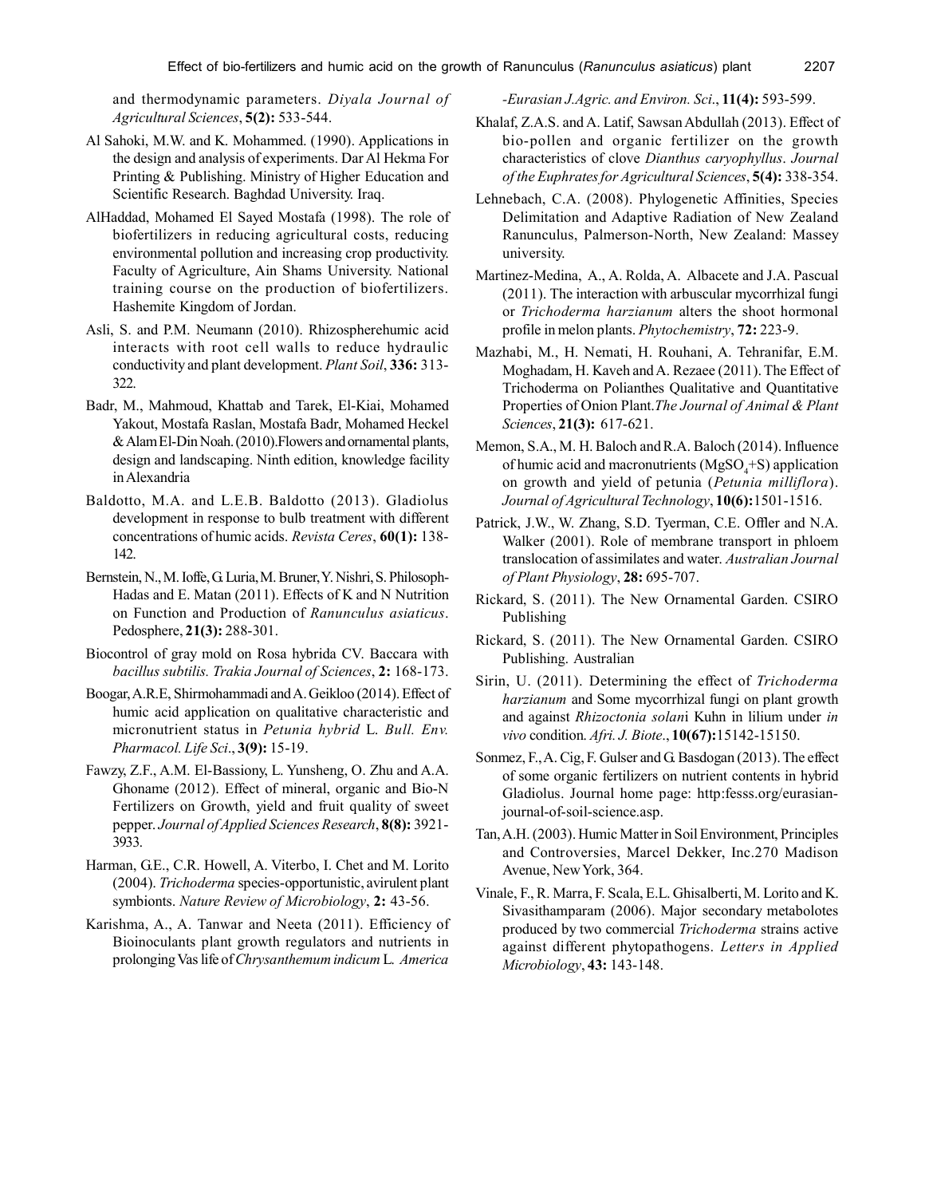and thermodynamic parameters. *Diyala Journal of Agricultural Sciences*, **5(2):** 533-544.

Al Sahoki, M.W. and K. Mohammed. (1990). Applications in the design and analysis of experiments. Dar Al Hekma For Printing & Publishing. Ministry of Higher Education and Scientific Research. Baghdad University. Iraq.

AlHaddad, Mohamed El Sayed Mostafa (1998). The role of biofertilizers in reducing agricultural costs, reducing environmental pollution and increasing crop productivity. Faculty of Agriculture, Ain Shams University. National training course on the production of biofertilizers. Hashemite Kingdom of Jordan.

Asli, S. and P.M. Neumann (2010). Rhizospherehumic acid interacts with root cell walls to reduce hydraulic conductivity and plant development. *Plant Soil*, **336:** 313-322.

Badr, M., Mahmoud, Khattab and Tarek, El-Kiai, Mohamed Yakout, Mostafa Raslan, Mostafa Badr, Mohamed Heckel & Alam El-Din Noah. (2010).Flowers and ornamental plants, design and landscaping. Ninth edition, knowledge facility in Alexandria

Baldotto, M.A. and L.E.B. Baldotto (2013). Gladiolus development in response to bulb treatment with different concentrations of humic acids. *Revista Ceres*, **60(1):** 138-142.

Bernstein, N., M. Ioffe, G. Luria, M. Bruner, Y. Nishri, S. Philosoph-Hadas and E. Matan (2011). Effects of K and N Nutrition on Function and Production of *Ranunculus asiaticus*. Pedosphere, **21(3):** 288-301.

Biocontrol of gray mold on Rosa hybrida CV. Baccara with *bacillus subtilis. Trakia Journal of Sciences*, **2:** 168-173.

Boogar, A.R.E, Shirmohammadi and A. Geikloo (2014). Effect of humic acid application on qualitative characteristic and micronutrient status in *Petunia hybrid* L. *Bull. Env. Pharmacol. Life Sci*., **3(9):** 15-19.

Fawzy, Z.F., A.M. El-Bassiony, L. Yunsheng, O. Zhu and A.A. Ghoname (2012). Effect of mineral, organic and Bio-N Fertilizers on Growth, yield and fruit quality of sweet pepper. *Journal of Applied Sciences Research*, **8(8):** 3921-3933.

Harman, G.E., C.R. Howell, A. Viterbo, I. Chet and M. Lorito (2004). *Trichoderma* species-opportunistic, avirulent plant symbionts. *Nature Review of Microbiology*, **2:** 43-56.

Karishma, A., A. Tanwar and Neeta (2011). Efficiency of Bioinoculants plant growth regulators and nutrients in prolonging Vas life of *Chrysanthemum indicum* L. *America -Eurasian J.Agric. and Environ. Sci*., **11(4):** 593-599.

Khalaf, Z.A.S. and A. Latif, Sawsan Abdullah (2013). Effect of bio-pollen and organic fertilizer on the growth characteristics of clove *Dianthus caryophyllus*. *Journal of the Euphrates for Agricultural Sciences*, **5(4):** 338-354.

Lehnebach, C.A. (2008). Phylogenetic Affinities, Species Delimitation and Adaptive Radiation of New Zealand Ranunculus, Palmerson-North, New Zealand: Massey university.

Martinez-Medina, A., A. Rolda, A. Albacete and J.A. Pascual (2011). The interaction with arbuscular mycorrhizal fungi or *Trichoderma harzianum* alters the shoot hormonal profile in melon plants. *Phytochemistry*, **72:** 223-9.

Mazhabi, M., H. Nemati, H. Rouhani, A. Tehranifar, E.M. Moghadam, H. Kaveh and A. Rezaee (2011). The Effect of Trichoderma on Polianthes Qualitative and Quantitative Properties of Onion Plant.*The Journal of Animal & Plant Sciences*, **21(3):** 617-621.

Memon, S.A., M. H. Baloch and R.A. Baloch (2014). Influence of humic acid and macronutrients ($MgSO_4$+S) application on growth and yield of petunia (*Petunia milliflora*). *Journal of Agricultural Technology*, **10(6):**1501-1516.

Patrick, J.W., W. Zhang, S.D. Tyerman, C.E. Offler and N.A. Walker (2001). Role of membrane transport in phloem translocation of assimilates and water. *Australian Journal of Plant Physiology*, **28:** 695-707.

Rickard, S. (2011). The New Ornamental Garden. CSIRO Publishing

Rickard, S. (2011). The New Ornamental Garden. CSIRO Publishing. Australian

Sirin, U. (2011). Determining the effect of *Trichoderma harzianum* and Some mycorrhizal fungi on plant growth and against *Rhizoctonia solan*i Kuhn in lilium under *in vivo* condition. *Afri. J. Biote*., **10(67):**15142-15150.

Sonmez, F., A. Cig, F. Gulser and G. Basdogan (2013). The effect of some organic fertilizers on nutrient contents in hybrid Gladiolus. Journal home page: http:fesss.org/eurasian-journal-of-soil-science.asp.

Tan, A.H. (2003). Humic Matter in Soil Environment, Principles and Controversies, Marcel Dekker, Inc.270 Madison Avenue, New York, 364.

Vinale, F., R. Marra, F. Scala, E.L. Ghisalberti, M. Lorito and K. Sivasithamparam (2006). Major secondary metabolotes produced by two commercial *Trichoderma* strains active against different phytopathogens. *Letters in Applied Microbiology*, **43:** 143-148.